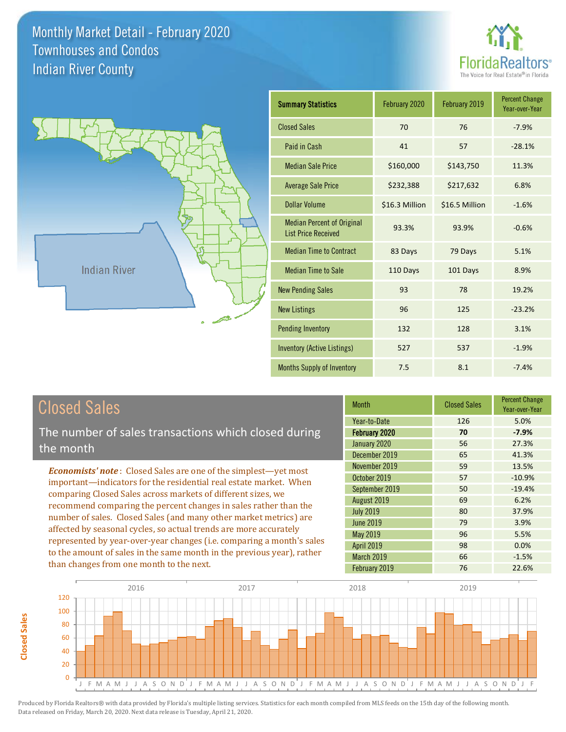# Monthly Market Detail - February 2020
## Townhouses and Condos
## Indian River County

FloridaRealtors® The Voice for Real Estate® in Florida

Indian River

| Summary Statistics | February 2020 | February 2019 | Percent Change Year-over-Year |
|---|---|---|---|
| Closed Sales | 70 | 76 | -7.9% |
| Paid in Cash | 41 | 57 | -28.1% |
| Median Sale Price | $160,000 | $143,750 | 11.3% |
| Average Sale Price | $232,388 | $217,632 | 6.8% |
| Dollar Volume | $16.3 Million | $16.5 Million | -1.6% |
| Median Percent of Original List Price Received | 93.3% | 93.9% | -0.6% |
| Median Time to Contract | 83 Days | 79 Days | 5.1% |
| Median Time to Sale | 110 Days | 101 Days | 8.9% |
| New Pending Sales | 93 | 78 | 19.2% |
| New Listings | 96 | 125 | -23.2% |
| Pending Inventory | 132 | 128 | 3.1% |
| Inventory (Active Listings) | 527 | 537 | -1.9% |
| Months Supply of Inventory | 7.5 | 8.1 | -7.4% |

## Closed Sales

The number of sales transactions which closed during the month

*Economists' note*: Closed Sales are one of the simplest—yet most important—indicators for the residential real estate market. When comparing Closed Sales across markets of different sizes, we recommend comparing the percent changes in sales rather than the number of sales. Closed Sales (and many other market metrics) are affected by seasonal cycles, so actual trends are more accurately represented by year-over-year changes (i.e. comparing a month's sales to the amount of sales in the same month in the previous year), rather than changes from one month to the next.

| Month | Closed Sales | Percent Change Year-over-Year |
|---|---|---|
| Year-to-Date | 126 | 5.0% |
| **February 2020** | **70** | **-7.9%** |
| January 2020 | 56 | 27.3% |
| December 2019 | 65 | 41.3% |
| November 2019 | 59 | 13.5% |
| October 2019 | 57 | -10.9% |
| September 2019 | 50 | -19.4% |
| August 2019 | 69 | 6.2% |
| July 2019 | 80 | 37.9% |
| June 2019 | 79 | 3.9% |
| May 2019 | 96 | 5.5% |
| April 2019 | 98 | 0.0% |
| March 2019 | 66 | -1.5% |
| February 2019 | 76 | 22.6% |

Produced by Florida Realtors® with data provided by Florida's multiple listing services. Statistics for each month compiled from MLS feeds on the 15th day of the following month. Data released on Friday, March 20, 2020. Next data release is Tuesday, April 21, 2020.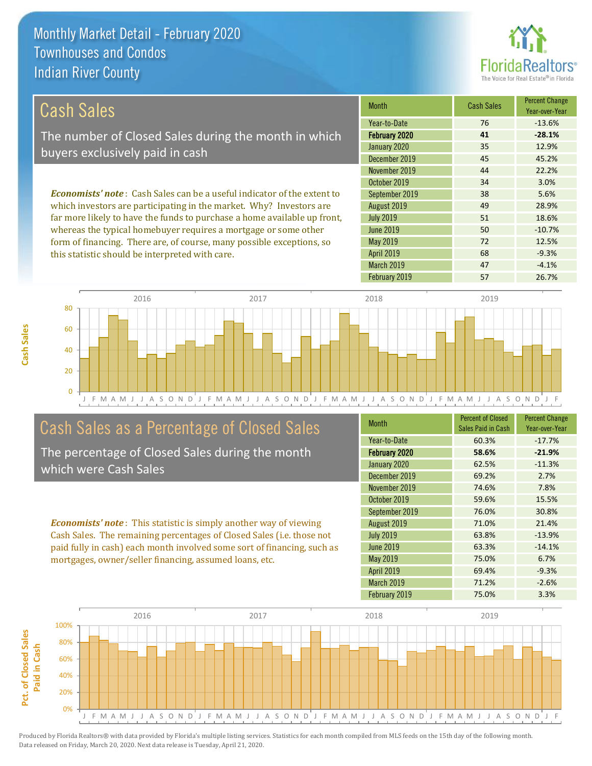# Monthly Market Detail - February 2020
## Townhouses and Condos
## Indian River County

## Cash Sales

The number of Closed Sales during the month in which buyers exclusively paid in cash

*Economists' note*: Cash Sales can be a useful indicator of the extent to which investors are participating in the market. Why? Investors are far more likely to have the funds to purchase a home available up front, whereas the typical homebuyer requires a mortgage or some other form of financing. There are, of course, many possible exceptions, so this statistic should be interpreted with care.

| Month | Cash Sales | Percent Change Year-over-Year |
|---|---|---|
| Year-to-Date | 76 | -13.6% |
| **February 2020** | **41** | **-28.1%** |
| January 2020 | 35 | 12.9% |
| December 2019 | 45 | 45.2% |
| November 2019 | 44 | 22.2% |
| October 2019 | 34 | 3.0% |
| September 2019 | 38 | 5.6% |
| August 2019 | 49 | 28.9% |
| July 2019 | 51 | 18.6% |
| June 2019 | 50 | -10.7% |
| May 2019 | 72 | 12.5% |
| April 2019 | 68 | -9.3% |
| March 2019 | 47 | -4.1% |
| February 2019 | 57 | 26.7% |

## Cash Sales as a Percentage of Closed Sales

The percentage of Closed Sales during the month which were Cash Sales

*Economists' note*: This statistic is simply another way of viewing Cash Sales. The remaining percentages of Closed Sales (i.e. those not paid fully in cash) each month involved some sort of financing, such as mortgages, owner/seller financing, assumed loans, etc.

| Month | Percent of Closed Sales Paid in Cash | Percent Change Year-over-Year |
|---|---|---|
| Year-to-Date | 60.3% | -17.7% |
| **February 2020** | **58.6%** | **-21.9%** |
| January 2020 | 62.5% | -11.3% |
| December 2019 | 69.2% | 2.7% |
| November 2019 | 74.6% | 7.8% |
| October 2019 | 59.6% | 15.5% |
| September 2019 | 76.0% | 30.8% |
| August 2019 | 71.0% | 21.4% |
| July 2019 | 63.8% | -13.9% |
| June 2019 | 63.3% | -14.1% |
| May 2019 | 75.0% | 6.7% |
| April 2019 | 69.4% | -9.3% |
| March 2019 | 71.2% | -2.6% |
| February 2019 | 75.0% | 3.3% |

Produced by Florida Realtors® with data provided by Florida's multiple listing services. Statistics for each month compiled from MLS feeds on the 15th day of the following month. Data released on Friday, March 20, 2020. Next data release is Tuesday, April 21, 2020.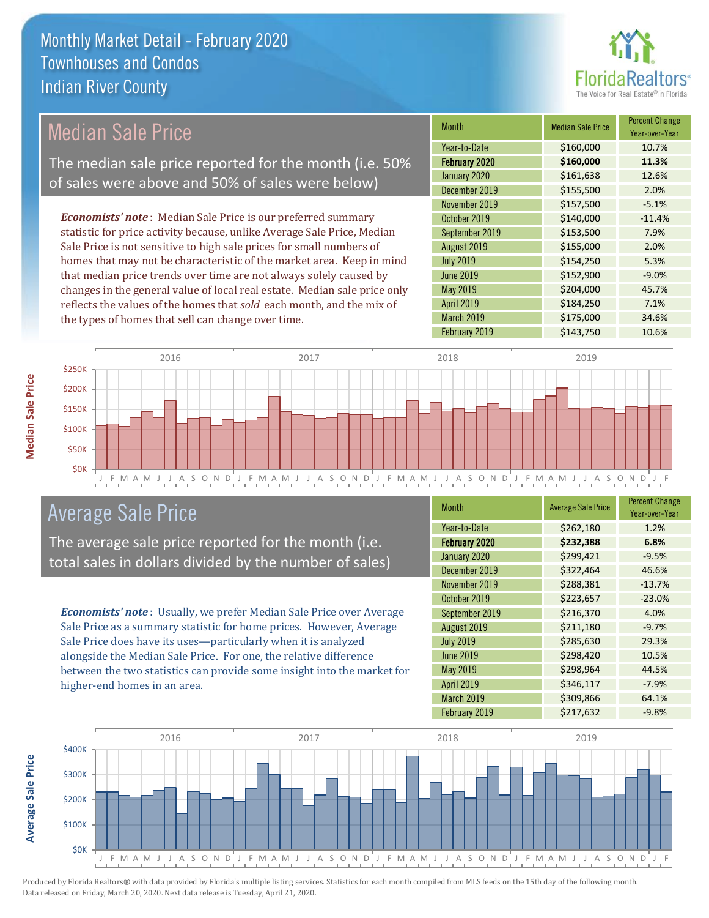# Monthly Market Detail - February 2020
## Townhouses and Condos
## Indian River County

## Median Sale Price

The median sale price reported for the month (i.e. 50% of sales were above and 50% of sales were below)

*Economists' note*: Median Sale Price is our preferred summary statistic for price activity because, unlike Average Sale Price, Median Sale Price is not sensitive to high sale prices for small numbers of homes that may not be characteristic of the market area. Keep in mind that median price trends over time are not always solely caused by changes in the general value of local real estate. Median sale price only reflects the values of the homes that *sold* each month, and the mix of the types of homes that sell can change over time.

| Month | Median Sale Price | Percent Change Year-over-Year |
|---|---|---|
| Year-to-Date | $160,000 | 10.7% |
| **February 2020** | **$160,000** | **11.3%** |
| January 2020 | $161,638 | 12.6% |
| December 2019 | $155,500 | 2.0% |
| November 2019 | $157,500 | -5.1% |
| October 2019 | $140,000 | -11.4% |
| September 2019 | $153,500 | 7.9% |
| August 2019 | $155,000 | 2.0% |
| July 2019 | $154,250 | 5.3% |
| June 2019 | $152,900 | -9.0% |
| May 2019 | $204,000 | 45.7% |
| April 2019 | $184,250 | 7.1% |
| March 2019 | $175,000 | 34.6% |
| February 2019 | $143,750 | 10.6% |

## Average Sale Price

The average sale price reported for the month (i.e. total sales in dollars divided by the number of sales)

*Economists' note*: Usually, we prefer Median Sale Price over Average Sale Price as a summary statistic for home prices. However, Average Sale Price does have its uses—particularly when it is analyzed alongside the Median Sale Price. For one, the relative difference between the two statistics can provide some insight into the market for higher-end homes in an area.

| Month | Average Sale Price | Percent Change Year-over-Year |
|---|---|---|
| Year-to-Date | $262,180 | 1.2% |
| **February 2020** | **$232,388** | **6.8%** |
| January 2020 | $299,421 | -9.5% |
| December 2019 | $322,464 | 46.6% |
| November 2019 | $288,381 | -13.7% |
| October 2019 | $223,657 | -23.0% |
| September 2019 | $216,370 | 4.0% |
| August 2019 | $211,180 | -9.7% |
| July 2019 | $285,630 | 29.3% |
| June 2019 | $298,420 | 10.5% |
| May 2019 | $298,964 | 44.5% |
| April 2019 | $346,117 | -7.9% |
| March 2019 | $309,866 | 64.1% |
| February 2019 | $217,632 | -9.8% |

Produced by Florida Realtors® with data provided by Florida's multiple listing services. Statistics for each month compiled from MLS feeds on the 15th day of the following month. Data released on Friday, March 20, 2020. Next data release is Tuesday, April 21, 2020.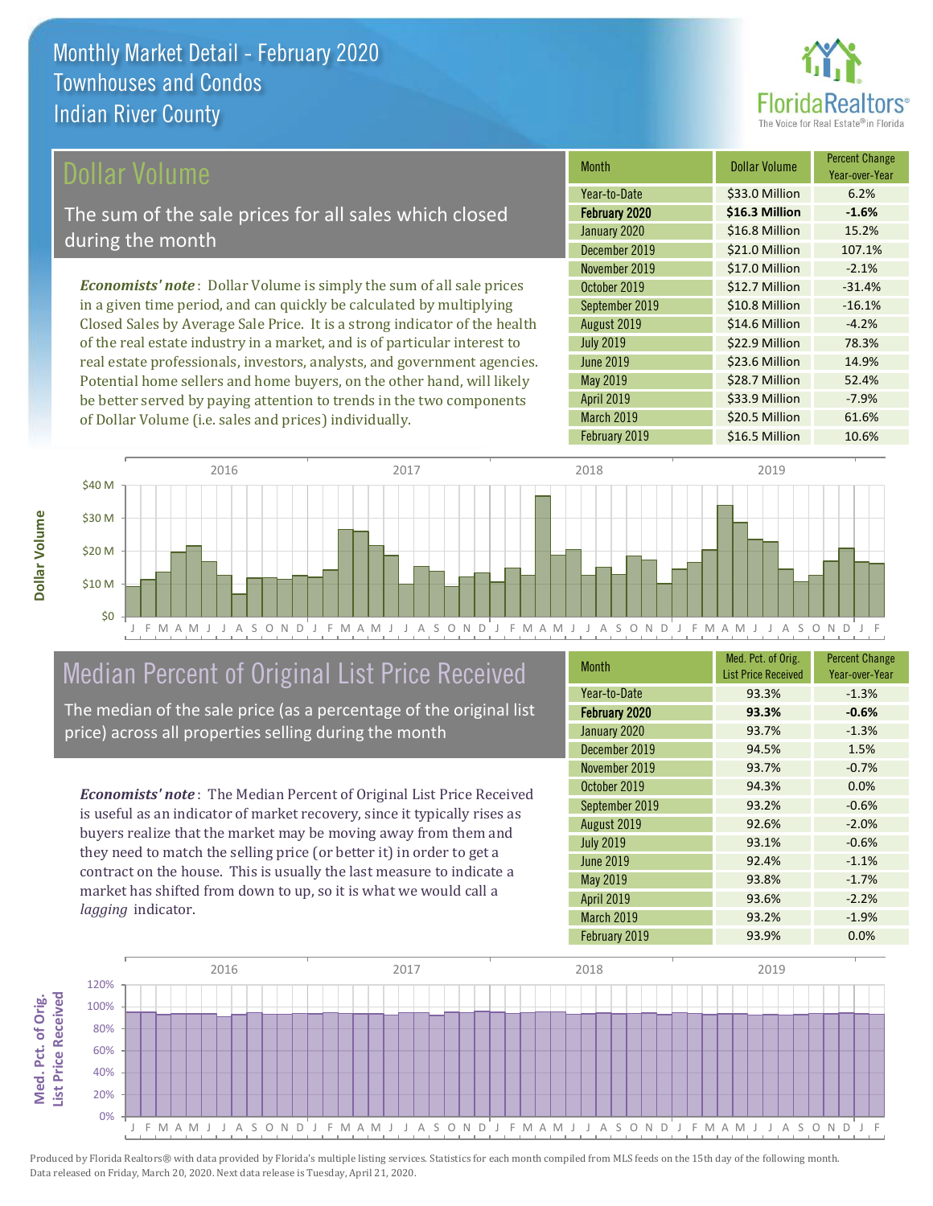# Monthly Market Detail - February 2020
## Townhouses and Condos
## Indian River County

## Dollar Volume

The sum of the sale prices for all sales which closed during the month

*Economists' note*: Dollar Volume is simply the sum of all sale prices in a given time period, and can quickly be calculated by multiplying Closed Sales by Average Sale Price. It is a strong indicator of the health of the real estate industry in a market, and is of particular interest to real estate professionals, investors, analysts, and government agencies. Potential home sellers and home buyers, on the other hand, will likely be better served by paying attention to trends in the two components of Dollar Volume (i.e. sales and prices) individually.

| Month | Dollar Volume | Percent Change Year-over-Year |
|---|---|---|
| Year-to-Date | $33.0 Million | 6.2% |
| **February 2020** | **$16.3 Million** | **-1.6%** |
| January 2020 | $16.8 Million | 15.2% |
| December 2019 | $21.0 Million | 107.1% |
| November 2019 | $17.0 Million | -2.1% |
| October 2019 | $12.7 Million | -31.4% |
| September 2019 | $10.8 Million | -16.1% |
| August 2019 | $14.6 Million | -4.2% |
| July 2019 | $22.9 Million | 78.3% |
| June 2019 | $23.6 Million | 14.9% |
| May 2019 | $28.7 Million | 52.4% |
| April 2019 | $33.9 Million | -7.9% |
| March 2019 | $20.5 Million | 61.6% |
| February 2019 | $16.5 Million | 10.6% |

## Median Percent of Original List Price Received

The median of the sale price (as a percentage of the original list price) across all properties selling during the month

*Economists' note*: The Median Percent of Original List Price Received is useful as an indicator of market recovery, since it typically rises as buyers realize that the market may be moving away from them and they need to match the selling price (or better it) in order to get a contract on the house. This is usually the last measure to indicate a market has shifted from down to up, so it is what we would call a *lagging* indicator.

| Month | Med. Pct. of Orig. List Price Received | Percent Change Year-over-Year |
|---|---|---|
| Year-to-Date | 93.3% | -1.3% |
| **February 2020** | **93.3%** | **-0.6%** |
| January 2020 | 93.7% | -1.3% |
| December 2019 | 94.5% | 1.5% |
| November 2019 | 93.7% | -0.7% |
| October 2019 | 94.3% | 0.0% |
| September 2019 | 93.2% | -0.6% |
| August 2019 | 92.6% | -2.0% |
| July 2019 | 93.1% | -0.6% |
| June 2019 | 92.4% | -1.1% |
| May 2019 | 93.8% | -1.7% |
| April 2019 | 93.6% | -2.2% |
| March 2019 | 93.2% | -1.9% |
| February 2019 | 93.9% | 0.0% |

Produced by Florida Realtors® with data provided by Florida's multiple listing services. Statistics for each month compiled from MLS feeds on the 15th day of the following month. Data released on Friday, March 20, 2020. Next data release is Tuesday, April 21, 2020.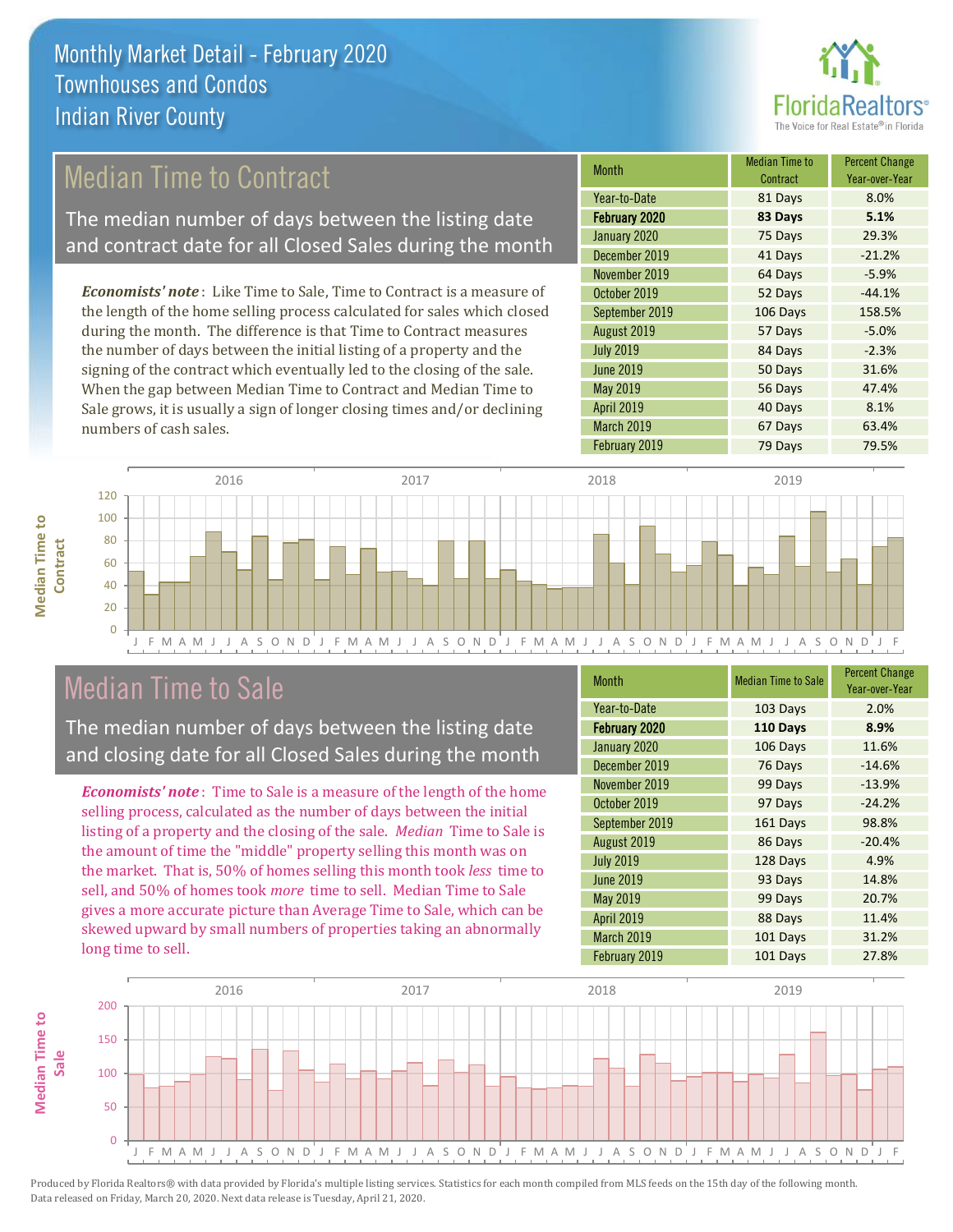# Monthly Market Detail - February 2020
## Townhouses and Condos
## Indian River County

FloridaRealtors®
The Voice for Real Estate® in Florida

## Median Time to Contract

The median number of days between the listing date and contract date for all Closed Sales during the month

*Economists' note*: Like Time to Sale, Time to Contract is a measure of the length of the home selling process calculated for sales which closed during the month. The difference is that Time to Contract measures the number of days between the initial listing of a property and the signing of the contract which eventually led to the closing of the sale. When the gap between Median Time to Contract and Median Time to Sale grows, it is usually a sign of longer closing times and/or declining numbers of cash sales.

| Month | Median Time to Contract | Percent Change Year-over-Year |
|---|---|---|
| Year-to-Date | 81 Days | 8.0% |
| **February 2020** | **83 Days** | **5.1%** |
| January 2020 | 75 Days | 29.3% |
| December 2019 | 41 Days | -21.2% |
| November 2019 | 64 Days | -5.9% |
| October 2019 | 52 Days | -44.1% |
| September 2019 | 106 Days | 158.5% |
| August 2019 | 57 Days | -5.0% |
| July 2019 | 84 Days | -2.3% |
| June 2019 | 50 Days | 31.6% |
| May 2019 | 56 Days | 47.4% |
| April 2019 | 40 Days | 8.1% |
| March 2019 | 67 Days | 63.4% |
| February 2019 | 79 Days | 79.5% |

## Median Time to Sale

The median number of days between the listing date and closing date for all Closed Sales during the month

*Economists' note*: Time to Sale is a measure of the length of the home selling process, calculated as the number of days between the initial listing of a property and the closing of the sale. *Median* Time to Sale is the amount of time the "middle" property selling this month was on the market. That is, 50% of homes selling this month took *less* time to sell, and 50% of homes took *more* time to sell. Median Time to Sale gives a more accurate picture than Average Time to Sale, which can be skewed upward by small numbers of properties taking an abnormally long time to sell.

| Month | Median Time to Sale | Percent Change Year-over-Year |
|---|---|---|
| Year-to-Date | 103 Days | 2.0% |
| **February 2020** | **110 Days** | **8.9%** |
| January 2020 | 106 Days | 11.6% |
| December 2019 | 76 Days | -14.6% |
| November 2019 | 99 Days | -13.9% |
| October 2019 | 97 Days | -24.2% |
| September 2019 | 161 Days | 98.8% |
| August 2019 | 86 Days | -20.4% |
| July 2019 | 128 Days | 4.9% |
| June 2019 | 93 Days | 14.8% |
| May 2019 | 99 Days | 20.7% |
| April 2019 | 88 Days | 11.4% |
| March 2019 | 101 Days | 31.2% |
| February 2019 | 101 Days | 27.8% |

Produced by Florida Realtors® with data provided by Florida's multiple listing services. Statistics for each month compiled from MLS feeds on the 15th day of the following month. Data released on Friday, March 20, 2020. Next data release is Tuesday, April 21, 2020.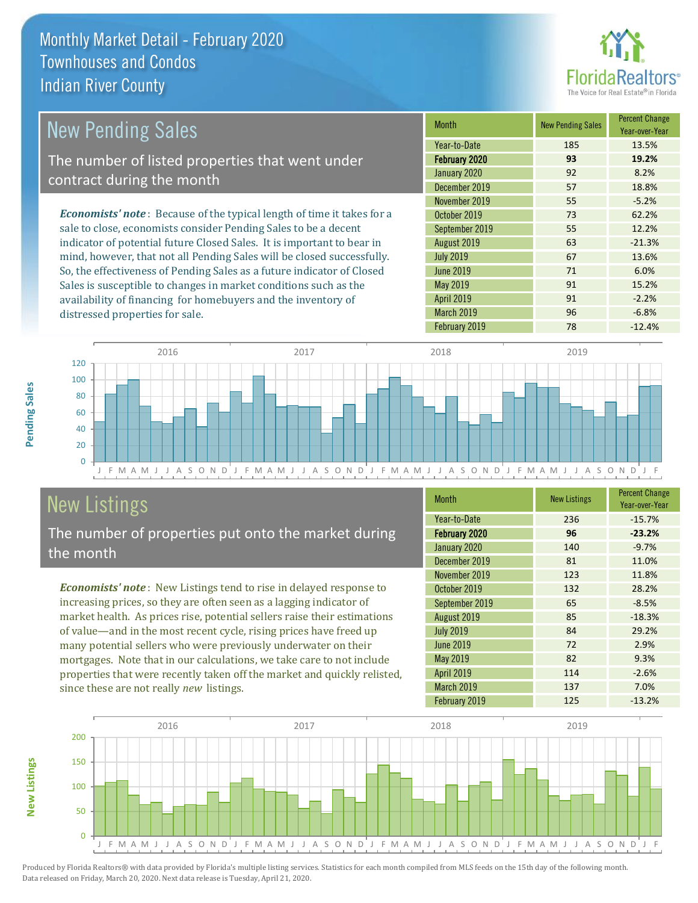# Monthly Market Detail - February 2020
## Townhouses and Condos
## Indian River County

## New Pending Sales

The number of listed properties that went under contract during the month

*Economists' note*: Because of the typical length of time it takes for a sale to close, economists consider Pending Sales to be a decent indicator of potential future Closed Sales. It is important to bear in mind, however, that not all Pending Sales will be closed successfully. So, the effectiveness of Pending Sales as a future indicator of Closed Sales is susceptible to changes in market conditions such as the availability of financing for homebuyers and the inventory of distressed properties for sale.

| Month | New Pending Sales | Percent Change Year-over-Year |
|---|---|---|
| Year-to-Date | 185 | 13.5% |
| **February 2020** | **93** | **19.2%** |
| January 2020 | 92 | 8.2% |
| December 2019 | 57 | 18.8% |
| November 2019 | 55 | -5.2% |
| October 2019 | 73 | 62.2% |
| September 2019 | 55 | 12.2% |
| August 2019 | 63 | -21.3% |
| July 2019 | 67 | 13.6% |
| June 2019 | 71 | 6.0% |
| May 2019 | 91 | 15.2% |
| April 2019 | 91 | -2.2% |
| March 2019 | 96 | -6.8% |
| February 2019 | 78 | -12.4% |

## New Listings

The number of properties put onto the market during the month

*Economists' note*: New Listings tend to rise in delayed response to increasing prices, so they are often seen as a lagging indicator of market health. As prices rise, potential sellers raise their estimations of value—and in the most recent cycle, rising prices have freed up many potential sellers who were previously underwater on their mortgages. Note that in our calculations, we take care to not include properties that were recently taken off the market and quickly relisted, since these are not really *new* listings.

| Month | New Listings | Percent Change Year-over-Year |
|---|---|---|
| Year-to-Date | 236 | -15.7% |
| **February 2020** | **96** | **-23.2%** |
| January 2020 | 140 | -9.7% |
| December 2019 | 81 | 11.0% |
| November 2019 | 123 | 11.8% |
| October 2019 | 132 | 28.2% |
| September 2019 | 65 | -8.5% |
| August 2019 | 85 | -18.3% |
| July 2019 | 84 | 29.2% |
| June 2019 | 72 | 2.9% |
| May 2019 | 82 | 9.3% |
| April 2019 | 114 | -2.6% |
| March 2019 | 137 | 7.0% |
| February 2019 | 125 | -13.2% |

Produced by Florida Realtors® with data provided by Florida's multiple listing services. Statistics for each month compiled from MLS feeds on the 15th day of the following month. Data released on Friday, March 20, 2020. Next data release is Tuesday, April 21, 2020.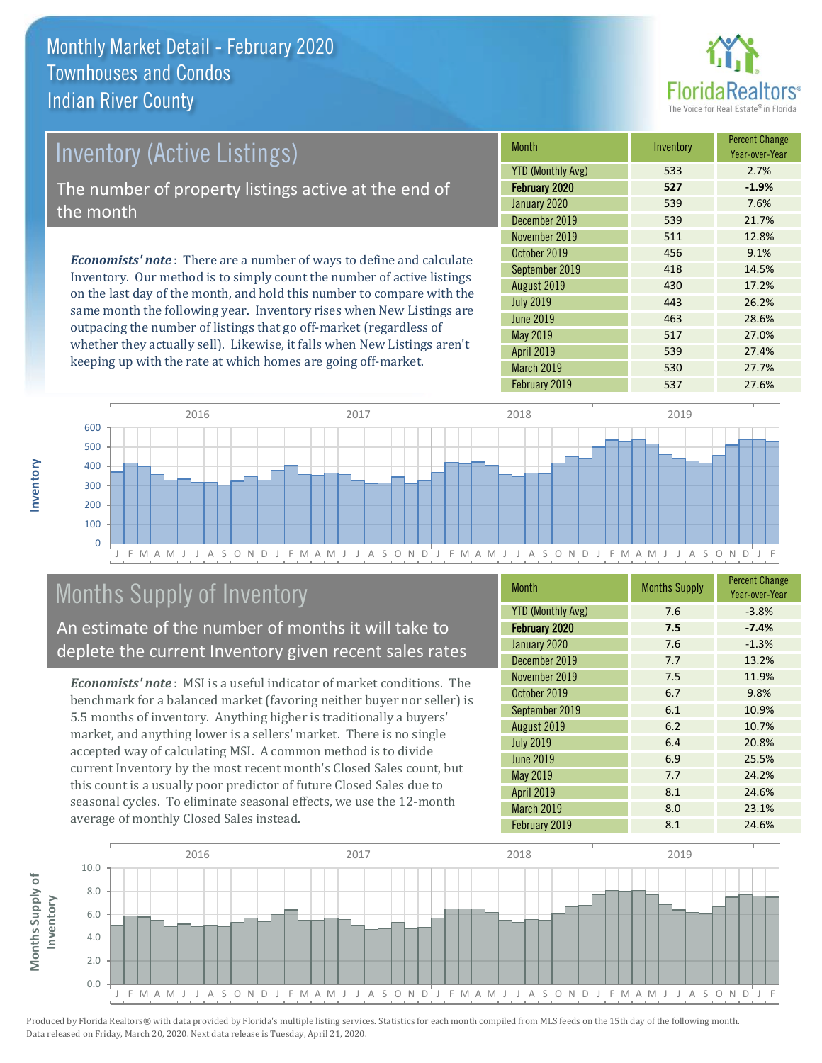# Monthly Market Detail - February 2020
## Townhouses and Condos
## Indian River County

## Inventory (Active Listings)

The number of property listings active at the end of the month

*Economists' note*: There are a number of ways to define and calculate Inventory. Our method is to simply count the number of active listings on the last day of the month, and hold this number to compare with the same month the following year. Inventory rises when New Listings are outpacing the number of listings that go off-market (regardless of whether they actually sell). Likewise, it falls when New Listings aren't keeping up with the rate at which homes are going off-market.

| Month | Inventory | Percent Change Year-over-Year |
|---|---|---|
| YTD (Monthly Avg) | 533 | 2.7% |
| **February 2020** | **527** | **-1.9%** |
| January 2020 | 539 | 7.6% |
| December 2019 | 539 | 21.7% |
| November 2019 | 511 | 12.8% |
| October 2019 | 456 | 9.1% |
| September 2019 | 418 | 14.5% |
| August 2019 | 430 | 17.2% |
| July 2019 | 443 | 26.2% |
| June 2019 | 463 | 28.6% |
| May 2019 | 517 | 27.0% |
| April 2019 | 539 | 27.4% |
| March 2019 | 530 | 27.7% |
| February 2019 | 537 | 27.6% |

## Months Supply of Inventory

An estimate of the number of months it will take to deplete the current Inventory given recent sales rates

*Economists' note*: MSI is a useful indicator of market conditions. The benchmark for a balanced market (favoring neither buyer nor seller) is 5.5 months of inventory. Anything higher is traditionally a buyers' market, and anything lower is a sellers' market. There is no single accepted way of calculating MSI. A common method is to divide current Inventory by the most recent month's Closed Sales count, but this count is a usually poor predictor of future Closed Sales due to seasonal cycles. To eliminate seasonal effects, we use the 12-month average of monthly Closed Sales instead.

| Month | Months Supply | Percent Change Year-over-Year |
|---|---|---|
| YTD (Monthly Avg) | 7.6 | -3.8% |
| **February 2020** | **7.5** | **-7.4%** |
| January 2020 | 7.6 | -1.3% |
| December 2019 | 7.7 | 13.2% |
| November 2019 | 7.5 | 11.9% |
| October 2019 | 6.7 | 9.8% |
| September 2019 | 6.1 | 10.9% |
| August 2019 | 6.2 | 10.7% |
| July 2019 | 6.4 | 20.8% |
| June 2019 | 6.9 | 25.5% |
| May 2019 | 7.7 | 24.2% |
| April 2019 | 8.1 | 24.6% |
| March 2019 | 8.0 | 23.1% |
| February 2019 | 8.1 | 24.6% |

Produced by Florida Realtors® with data provided by Florida's multiple listing services. Statistics for each month compiled from MLS feeds on the 15th day of the following month. Data released on Friday, March 20, 2020. Next data release is Tuesday, April 21, 2020.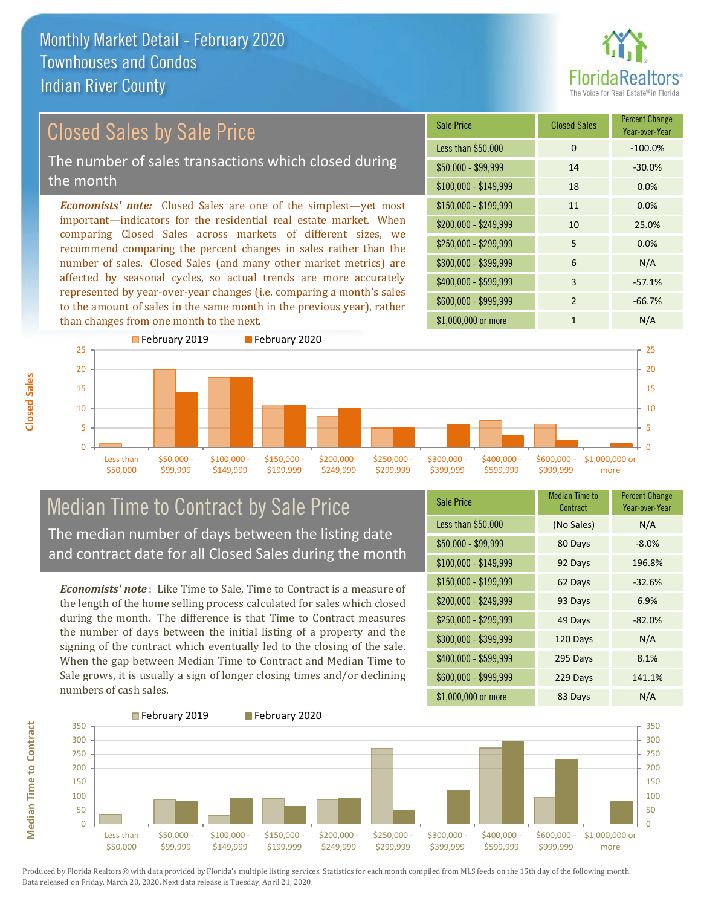# Monthly Market Detail - February 2020
## Townhouses and Condos
## Indian River County

## Closed Sales by Sale Price

The number of sales transactions which closed during the month

*Economists' note:* Closed Sales are one of the simplest—yet most important—indicators for the residential real estate market. When comparing Closed Sales across markets of different sizes, we recommend comparing the percent changes in sales rather than the number of sales. Closed Sales (and many other market metrics) are affected by seasonal cycles, so actual trends are more accurately represented by year-over-year changes (i.e. comparing a month's sales to the amount of sales in the same month in the previous year), rather than changes from one month to the next.

| Sale Price | Closed Sales | Percent Change Year-over-Year |
|---|---|---|
| Less than $50,000 | 0 | -100.0% |
| $50,000 - $99,999 | 14 | -30.0% |
| $100,000 - $149,999 | 18 | 0.0% |
| $150,000 - $199,999 | 11 | 0.0% |
| $200,000 - $249,999 | 10 | 25.0% |
| $250,000 - $299,999 | 5 | 0.0% |
| $300,000 - $399,999 | 6 | N/A |
| $400,000 - $599,999 | 3 | -57.1% |
| $600,000 - $999,999 | 2 | -66.7% |
| $1,000,000 or more | 1 | N/A |

## Median Time to Contract by Sale Price

The median number of days between the listing date and contract date for all Closed Sales during the month

*Economists' note*: Like Time to Sale, Time to Contract is a measure of the length of the home selling process calculated for sales which closed during the month. The difference is that Time to Contract measures the number of days between the initial listing of a property and the signing of the contract which eventually led to the closing of the sale. When the gap between Median Time to Contract and Median Time to Sale grows, it is usually a sign of longer closing times and/or declining numbers of cash sales.

| Sale Price | Median Time to Contract | Percent Change Year-over-Year |
|---|---|---|
| Less than $50,000 | (No Sales) | N/A |
| $50,000 - $99,999 | 80 Days | -8.0% |
| $100,000 - $149,999 | 92 Days | 196.8% |
| $150,000 - $199,999 | 62 Days | -32.6% |
| $200,000 - $249,999 | 93 Days | 6.9% |
| $250,000 - $299,999 | 49 Days | -82.0% |
| $300,000 - $399,999 | 120 Days | N/A |
| $400,000 - $599,999 | 295 Days | 8.1% |
| $600,000 - $999,999 | 229 Days | 141.1% |
| $1,000,000 or more | 83 Days | N/A |

Produced by Florida Realtors® with data provided by Florida's multiple listing services. Statistics for each month compiled from MLS feeds on the 15th day of the following month. Data released on Friday, March 20, 2020. Next data release is Tuesday, April 21, 2020.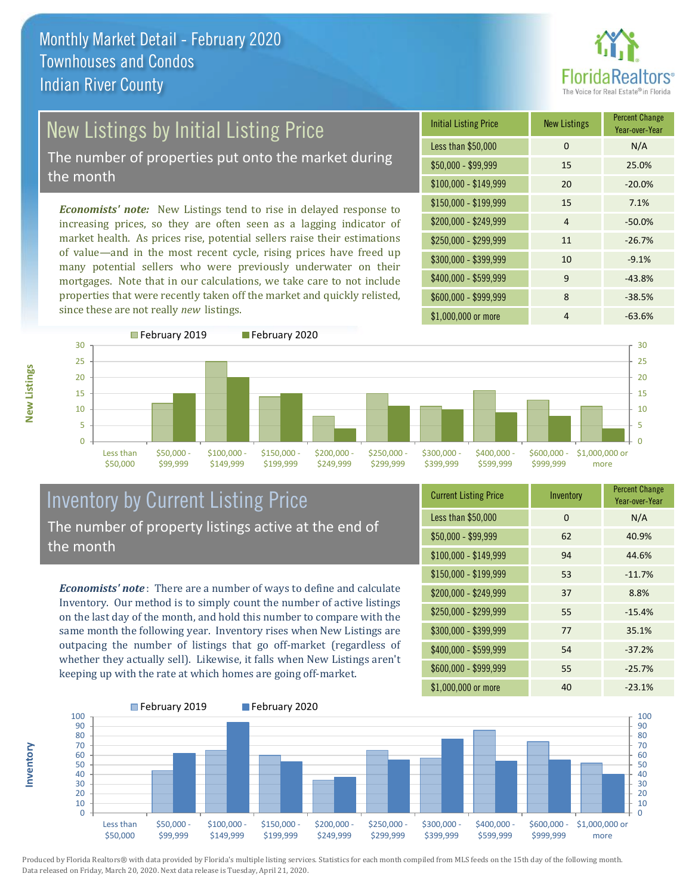# Monthly Market Detail - February 2020
## Townhouses and Condos
## Indian River County

## New Listings by Initial Listing Price

The number of properties put onto the market during the month

*Economists' note:* New Listings tend to rise in delayed response to increasing prices, so they are often seen as a lagging indicator of market health. As prices rise, potential sellers raise their estimations of value—and in the most recent cycle, rising prices have freed up many potential sellers who were previously underwater on their mortgages. Note that in our calculations, we take care to not include properties that were recently taken off the market and quickly relisted, since these are not really *new* listings.

| Initial Listing Price | New Listings | Percent Change Year-over-Year |
|---|---|---|
| Less than $50,000 | 0 | N/A |
| $50,000 - $99,999 | 15 | 25.0% |
| $100,000 - $149,999 | 20 | -20.0% |
| $150,000 - $199,999 | 15 | 7.1% |
| $200,000 - $249,999 | 4 | -50.0% |
| $250,000 - $299,999 | 11 | -26.7% |
| $300,000 - $399,999 | 10 | -9.1% |
| $400,000 - $599,999 | 9 | -43.8% |
| $600,000 - $999,999 | 8 | -38.5% |
| $1,000,000 or more | 4 | -63.6% |

## Inventory by Current Listing Price

The number of property listings active at the end of the month

***Economists' note***: There are a number of ways to define and calculate Inventory. Our method is to simply count the number of active listings on the last day of the month, and hold this number to compare with the same month the following year. Inventory rises when New Listings are outpacing the number of listings that go off-market (regardless of whether they actually sell). Likewise, it falls when New Listings aren't keeping up with the rate at which homes are going off-market.

| Current Listing Price | Inventory | Percent Change Year-over-Year |
|---|---|---|
| Less than $50,000 | 0 | N/A |
| $50,000 - $99,999 | 62 | 40.9% |
| $100,000 - $149,999 | 94 | 44.6% |
| $150,000 - $199,999 | 53 | -11.7% |
| $200,000 - $249,999 | 37 | 8.8% |
| $250,000 - $299,999 | 55 | -15.4% |
| $300,000 - $399,999 | 77 | 35.1% |
| $400,000 - $599,999 | 54 | -37.2% |
| $600,000 - $999,999 | 55 | -25.7% |
| $1,000,000 or more | 40 | -23.1% |

Produced by Florida Realtors® with data provided by Florida's multiple listing services. Statistics for each month compiled from MLS feeds on the 15th day of the following month. Data released on Friday, March 20, 2020. Next data release is Tuesday, April 21, 2020.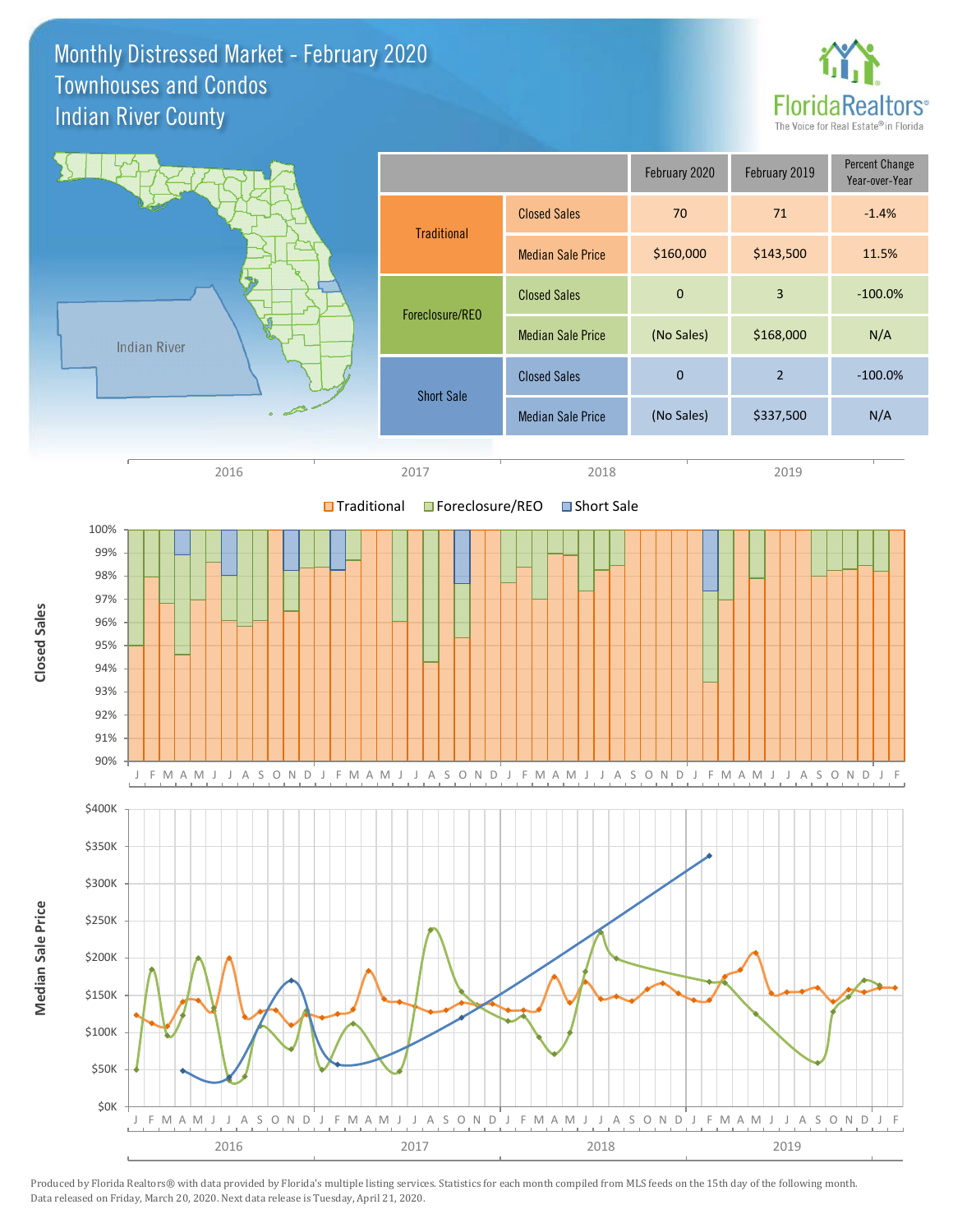# Monthly Distressed Market - February 2020
## Townhouses and Condos
## Indian River County

FloridaRealtors®
The Voice for Real Estate® in Florida

Indian River

| | | February 2020 | February 2019 | Percent Change Year-over-Year |
|---|---|---|---|---|
| Traditional | Closed Sales | 70 | 71 | -1.4% |
| | Median Sale Price | $160,000 | $143,500 | 11.5% |
| Foreclosure/REO | Closed Sales | 0 | 3 | -100.0% |
| | Median Sale Price | (No Sales) | $168,000 | N/A |
| Short Sale | Closed Sales | 0 | 2 | -100.0% |
| | Median Sale Price | (No Sales) | $337,500 | N/A |

2016 2017 2018 2019

Traditional Foreclosure/REO Short Sale

Closed Sales

100% 99% 98% 97% 96% 95% 94% 93% 92% 91% 90%

J F M A M J J A S O N D J F M A M J J A S O N D J F M A M J J A S O N D J F M A M J J A S O N D J F

Median Sale Price

$400K $350K $300K $250K $200K $150K $100K $50K $0K

J F M A M J J A S O N D J F M A M J J A S O N D J F M A M J J A S O N D J F M A M J J A S O N D J F

2016 2017 2018 2019

Produced by Florida Realtors® with data provided by Florida's multiple listing services. Statistics for each month compiled from MLS feeds on the 15th day of the following month. Data released on Friday, March 20, 2020. Next data release is Tuesday, April 21, 2020.